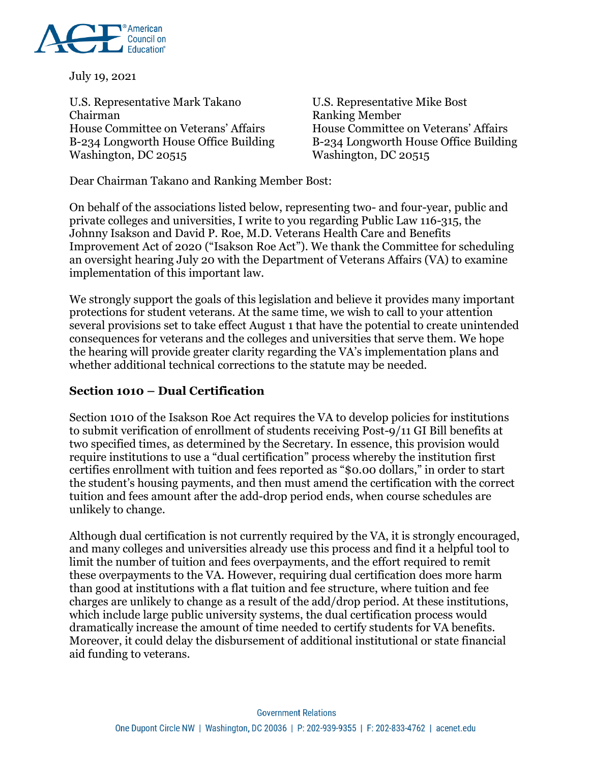July 19, 2021

U.S. Representative Mark Takano
Chairman
House Committee on Veterans' Affairs
B-234 Longworth House Office Building
Washington, DC 20515

U.S. Representative Mike Bost
Ranking Member
House Committee on Veterans' Affairs
B-234 Longworth House Office Building
Washington, DC 20515

Dear Chairman Takano and Ranking Member Bost:

On behalf of the associations listed below, representing two- and four-year, public and private colleges and universities, I write to you regarding Public Law 116-315, the Johnny Isakson and David P. Roe, M.D. Veterans Health Care and Benefits Improvement Act of 2020 ("Isakson Roe Act"). We thank the Committee for scheduling an oversight hearing July 20 with the Department of Veterans Affairs (VA) to examine implementation of this important law.

We strongly support the goals of this legislation and believe it provides many important protections for student veterans. At the same time, we wish to call to your attention several provisions set to take effect August 1 that have the potential to create unintended consequences for veterans and the colleges and universities that serve them. We hope the hearing will provide greater clarity regarding the VA's implementation plans and whether additional technical corrections to the statute may be needed.

## Section 1010 – Dual Certification

Section 1010 of the Isakson Roe Act requires the VA to develop policies for institutions to submit verification of enrollment of students receiving Post-9/11 GI Bill benefits at two specified times, as determined by the Secretary. In essence, this provision would require institutions to use a "dual certification" process whereby the institution first certifies enrollment with tuition and fees reported as "$0.00 dollars," in order to start the student's housing payments, and then must amend the certification with the correct tuition and fees amount after the add-drop period ends, when course schedules are unlikely to change.

Although dual certification is not currently required by the VA, it is strongly encouraged, and many colleges and universities already use this process and find it a helpful tool to limit the number of tuition and fees overpayments, and the effort required to remit these overpayments to the VA. However, requiring dual certification does more harm than good at institutions with a flat tuition and fee structure, where tuition and fee charges are unlikely to change as a result of the add/drop period. At these institutions, which include large public university systems, the dual certification process would dramatically increase the amount of time needed to certify students for VA benefits. Moreover, it could delay the disbursement of additional institutional or state financial aid funding to veterans.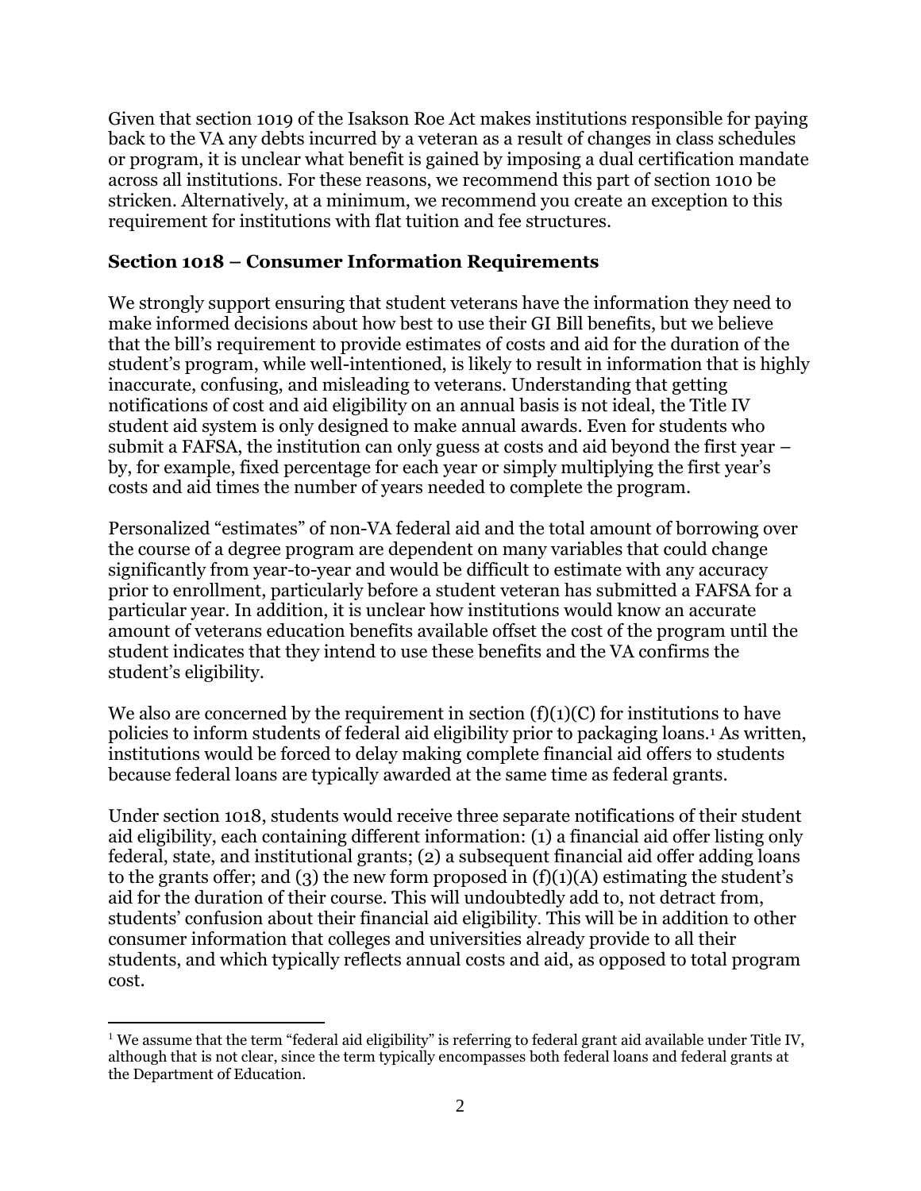Given that section 1019 of the Isakson Roe Act makes institutions responsible for paying back to the VA any debts incurred by a veteran as a result of changes in class schedules or program, it is unclear what benefit is gained by imposing a dual certification mandate across all institutions. For these reasons, we recommend this part of section 1010 be stricken. Alternatively, at a minimum, we recommend you create an exception to this requirement for institutions with flat tuition and fee structures.

### Section 1018 – Consumer Information Requirements

We strongly support ensuring that student veterans have the information they need to make informed decisions about how best to use their GI Bill benefits, but we believe that the bill's requirement to provide estimates of costs and aid for the duration of the student's program, while well-intentioned, is likely to result in information that is highly inaccurate, confusing, and misleading to veterans. Understanding that getting notifications of cost and aid eligibility on an annual basis is not ideal, the Title IV student aid system is only designed to make annual awards. Even for students who submit a FAFSA, the institution can only guess at costs and aid beyond the first year – by, for example, fixed percentage for each year or simply multiplying the first year's costs and aid times the number of years needed to complete the program.

Personalized "estimates" of non-VA federal aid and the total amount of borrowing over the course of a degree program are dependent on many variables that could change significantly from year-to-year and would be difficult to estimate with any accuracy prior to enrollment, particularly before a student veteran has submitted a FAFSA for a particular year. In addition, it is unclear how institutions would know an accurate amount of veterans education benefits available offset the cost of the program until the student indicates that they intend to use these benefits and the VA confirms the student's eligibility.

We also are concerned by the requirement in section (f)(1)(C) for institutions to have policies to inform students of federal aid eligibility prior to packaging loans.[1] As written, institutions would be forced to delay making complete financial aid offers to students because federal loans are typically awarded at the same time as federal grants.

Under section 1018, students would receive three separate notifications of their student aid eligibility, each containing different information: (1) a financial aid offer listing only federal, state, and institutional grants; (2) a subsequent financial aid offer adding loans to the grants offer; and (3) the new form proposed in (f)(1)(A) estimating the student's aid for the duration of their course. This will undoubtedly add to, not detract from, students' confusion about their financial aid eligibility. This will be in addition to other consumer information that colleges and universities already provide to all their students, and which typically reflects annual costs and aid, as opposed to total program cost.

---

[1] We assume that the term "federal aid eligibility" is referring to federal grant aid available under Title IV, although that is not clear, since the term typically encompasses both federal loans and federal grants at the Department of Education.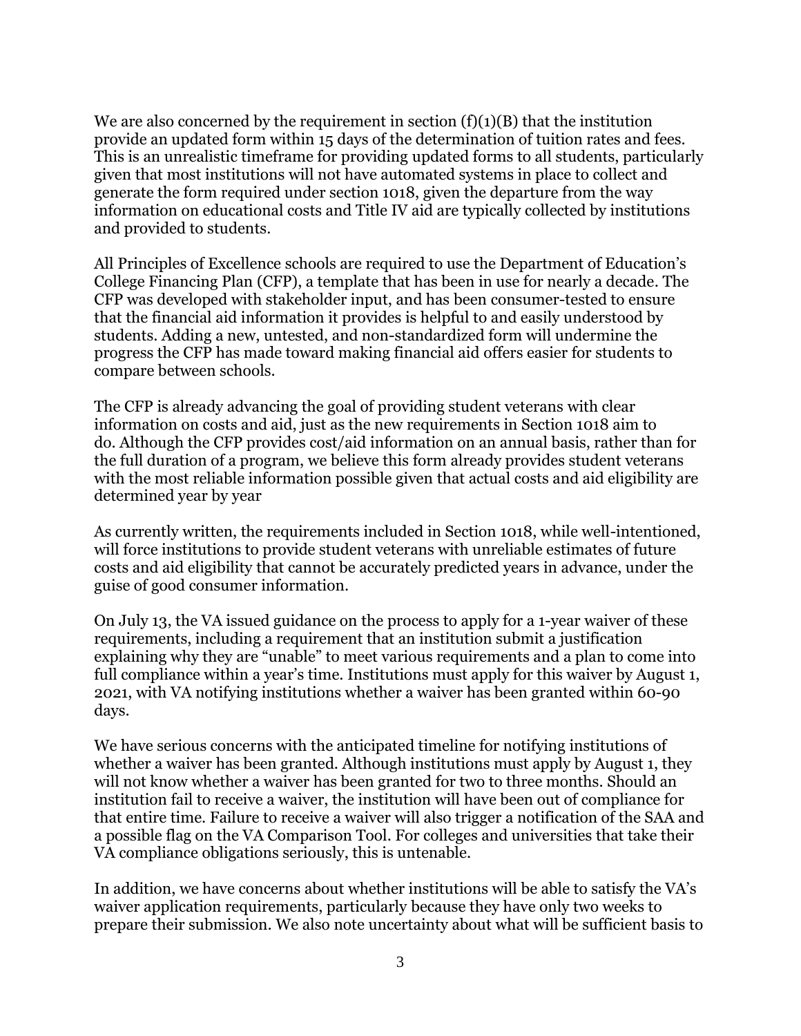We are also concerned by the requirement in section (f)(1)(B) that the institution provide an updated form within 15 days of the determination of tuition rates and fees. This is an unrealistic timeframe for providing updated forms to all students, particularly given that most institutions will not have automated systems in place to collect and generate the form required under section 1018, given the departure from the way information on educational costs and Title IV aid are typically collected by institutions and provided to students.

All Principles of Excellence schools are required to use the Department of Education's College Financing Plan (CFP), a template that has been in use for nearly a decade. The CFP was developed with stakeholder input, and has been consumer-tested to ensure that the financial aid information it provides is helpful to and easily understood by students. Adding a new, untested, and non-standardized form will undermine the progress the CFP has made toward making financial aid offers easier for students to compare between schools.

The CFP is already advancing the goal of providing student veterans with clear information on costs and aid, just as the new requirements in Section 1018 aim to do. Although the CFP provides cost/aid information on an annual basis, rather than for the full duration of a program, we believe this form already provides student veterans with the most reliable information possible given that actual costs and aid eligibility are determined year by year

As currently written, the requirements included in Section 1018, while well-intentioned, will force institutions to provide student veterans with unreliable estimates of future costs and aid eligibility that cannot be accurately predicted years in advance, under the guise of good consumer information.

On July 13, the VA issued guidance on the process to apply for a 1-year waiver of these requirements, including a requirement that an institution submit a justification explaining why they are "unable" to meet various requirements and a plan to come into full compliance within a year's time. Institutions must apply for this waiver by August 1, 2021, with VA notifying institutions whether a waiver has been granted within 60-90 days.

We have serious concerns with the anticipated timeline for notifying institutions of whether a waiver has been granted. Although institutions must apply by August 1, they will not know whether a waiver has been granted for two to three months. Should an institution fail to receive a waiver, the institution will have been out of compliance for that entire time. Failure to receive a waiver will also trigger a notification of the SAA and a possible flag on the VA Comparison Tool. For colleges and universities that take their VA compliance obligations seriously, this is untenable.

In addition, we have concerns about whether institutions will be able to satisfy the VA's waiver application requirements, particularly because they have only two weeks to prepare their submission. We also note uncertainty about what will be sufficient basis to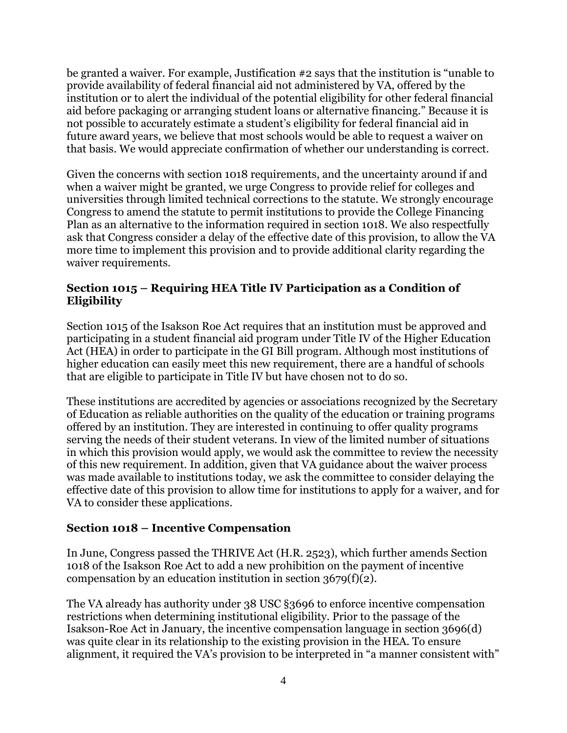be granted a waiver. For example, Justification #2 says that the institution is "unable to provide availability of federal financial aid not administered by VA, offered by the institution or to alert the individual of the potential eligibility for other federal financial aid before packaging or arranging student loans or alternative financing." Because it is not possible to accurately estimate a student's eligibility for federal financial aid in future award years, we believe that most schools would be able to request a waiver on that basis. We would appreciate confirmation of whether our understanding is correct.

Given the concerns with section 1018 requirements, and the uncertainty around if and when a waiver might be granted, we urge Congress to provide relief for colleges and universities through limited technical corrections to the statute. We strongly encourage Congress to amend the statute to permit institutions to provide the College Financing Plan as an alternative to the information required in section 1018. We also respectfully ask that Congress consider a delay of the effective date of this provision, to allow the VA more time to implement this provision and to provide additional clarity regarding the waiver requirements.

### Section 1015 – Requiring HEA Title IV Participation as a Condition of Eligibility

Section 1015 of the Isakson Roe Act requires that an institution must be approved and participating in a student financial aid program under Title IV of the Higher Education Act (HEA) in order to participate in the GI Bill program. Although most institutions of higher education can easily meet this new requirement, there are a handful of schools that are eligible to participate in Title IV but have chosen not to do so.

These institutions are accredited by agencies or associations recognized by the Secretary of Education as reliable authorities on the quality of the education or training programs offered by an institution. They are interested in continuing to offer quality programs serving the needs of their student veterans. In view of the limited number of situations in which this provision would apply, we would ask the committee to review the necessity of this new requirement. In addition, given that VA guidance about the waiver process was made available to institutions today, we ask the committee to consider delaying the effective date of this provision to allow time for institutions to apply for a waiver, and for VA to consider these applications.

### Section 1018 – Incentive Compensation

In June, Congress passed the THRIVE Act (H.R. 2523), which further amends Section 1018 of the Isakson Roe Act to add a new prohibition on the payment of incentive compensation by an education institution in section 3679(f)(2).

The VA already has authority under 38 USC §3696 to enforce incentive compensation restrictions when determining institutional eligibility. Prior to the passage of the Isakson-Roe Act in January, the incentive compensation language in section 3696(d) was quite clear in its relationship to the existing provision in the HEA. To ensure alignment, it required the VA's provision to be interpreted in "a manner consistent with"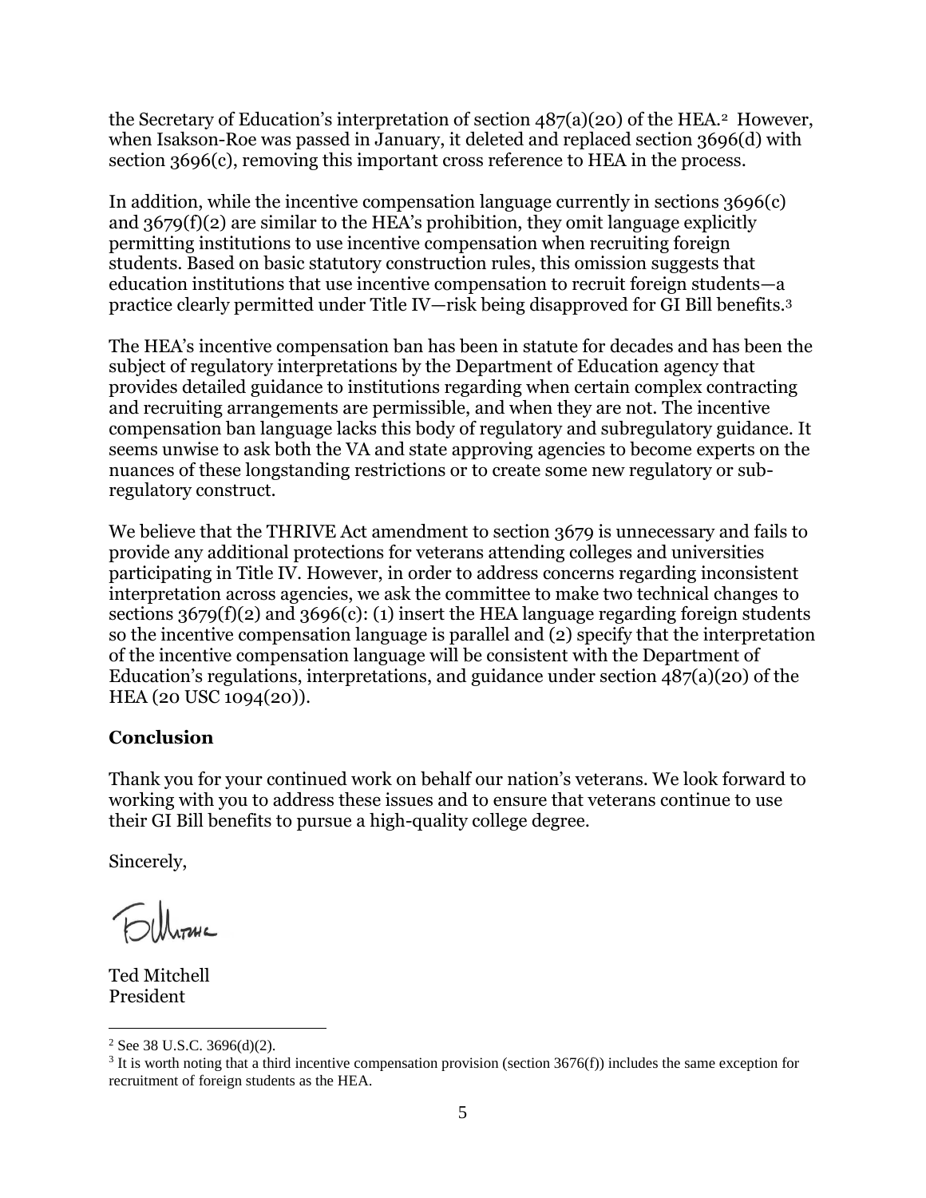the Secretary of Education's interpretation of section 487(a)(20) of the HEA.[2] However, when Isakson-Roe was passed in January, it deleted and replaced section 3696(d) with section 3696(c), removing this important cross reference to HEA in the process.

In addition, while the incentive compensation language currently in sections 3696(c) and 3679(f)(2) are similar to the HEA's prohibition, they omit language explicitly permitting institutions to use incentive compensation when recruiting foreign students. Based on basic statutory construction rules, this omission suggests that education institutions that use incentive compensation to recruit foreign students—a practice clearly permitted under Title IV—risk being disapproved for GI Bill benefits.[3]

The HEA's incentive compensation ban has been in statute for decades and has been the subject of regulatory interpretations by the Department of Education agency that provides detailed guidance to institutions regarding when certain complex contracting and recruiting arrangements are permissible, and when they are not. The incentive compensation ban language lacks this body of regulatory and subregulatory guidance. It seems unwise to ask both the VA and state approving agencies to become experts on the nuances of these longstanding restrictions or to create some new regulatory or sub-regulatory construct.

We believe that the THRIVE Act amendment to section 3679 is unnecessary and fails to provide any additional protections for veterans attending colleges and universities participating in Title IV. However, in order to address concerns regarding inconsistent interpretation across agencies, we ask the committee to make two technical changes to sections 3679(f)(2) and 3696(c): (1) insert the HEA language regarding foreign students so the incentive compensation language is parallel and (2) specify that the interpretation of the incentive compensation language will be consistent with the Department of Education's regulations, interpretations, and guidance under section 487(a)(20) of the HEA (20 USC 1094(20)).

**Conclusion**

Thank you for your continued work on behalf our nation's veterans. We look forward to working with you to address these issues and to ensure that veterans continue to use their GI Bill benefits to pursue a high-quality college degree.

Sincerely,

Ted Mitchell
President

---

[2] See 38 U.S.C. 3696(d)(2).

[3] It is worth noting that a third incentive compensation provision (section 3676(f)) includes the same exception for recruitment of foreign students as the HEA.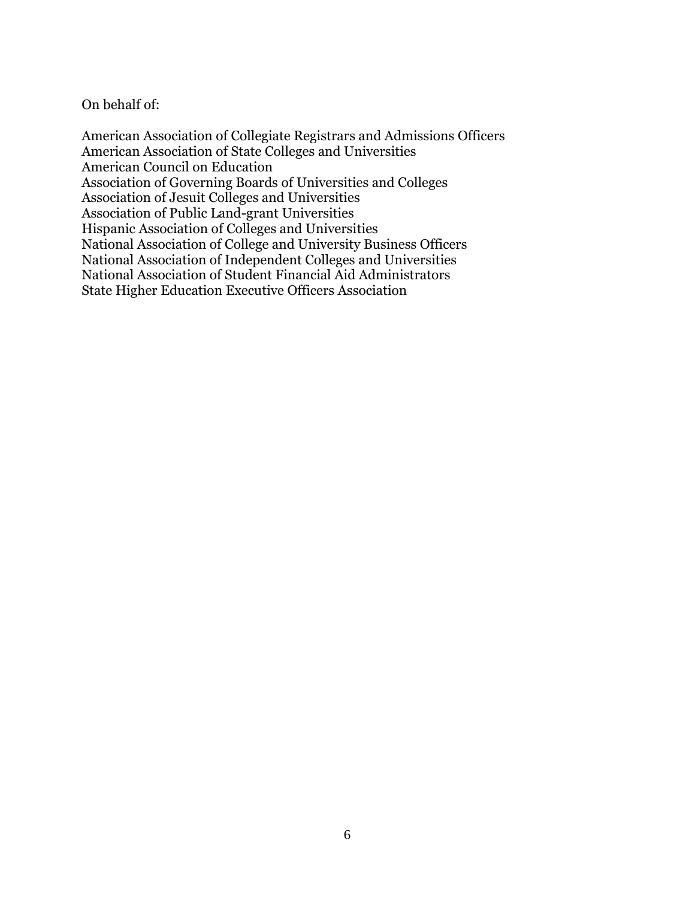On behalf of:

American Association of Collegiate Registrars and Admissions Officers
American Association of State Colleges and Universities
American Council on Education
Association of Governing Boards of Universities and Colleges
Association of Jesuit Colleges and Universities
Association of Public Land-grant Universities
Hispanic Association of Colleges and Universities
National Association of College and University Business Officers
National Association of Independent Colleges and Universities
National Association of Student Financial Aid Administrators
State Higher Education Executive Officers Association